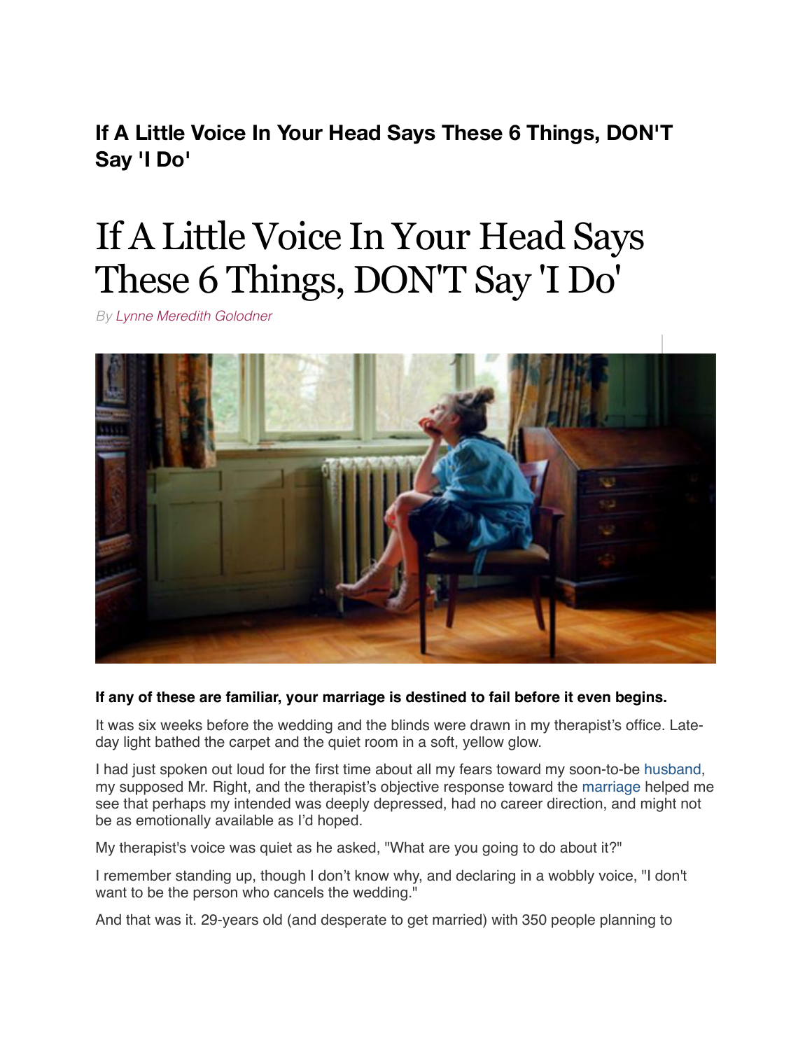**If A Little Voice In Your Head Says These 6 Things, DON'T Say 'I Do'**

# If A Little Voice In Your Head Says These 6 Things, DON'T Say 'I Do'

*By Lynne Meredith Golodner*

**If any of these are familiar, your marriage is destined to fail before it even begins.**

It was six weeks before the wedding and the blinds were drawn in my therapist's office. Late-day light bathed the carpet and the quiet room in a soft, yellow glow.

I had just spoken out loud for the first time about all my fears toward my soon-to-be husband, my supposed Mr. Right, and the therapist's objective response toward the marriage helped me see that perhaps my intended was deeply depressed, had no career direction, and might not be as emotionally available as I'd hoped.

My therapist's voice was quiet as he asked, "What are you going to do about it?"

I remember standing up, though I don't know why, and declaring in a wobbly voice, "I don't want to be the person who cancels the wedding."

And that was it. 29-years old (and desperate to get married) with 350 people planning to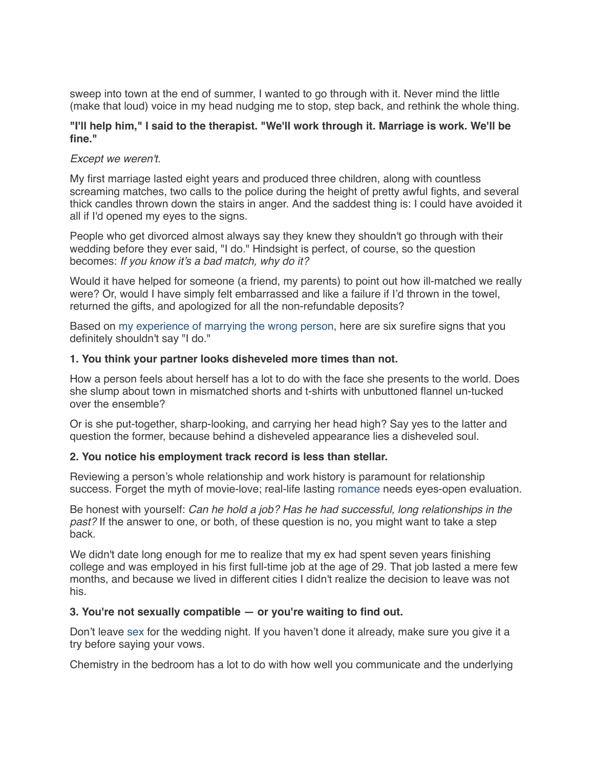sweep into town at the end of summer, I wanted to go through with it. Never mind the little (make that loud) voice in my head nudging me to stop, step back, and rethink the whole thing.

**"I'll help him," I said to the therapist. "We'll work through it. Marriage is work. We'll be fine."**

*Except we weren't.*

My first marriage lasted eight years and produced three children, along with countless screaming matches, two calls to the police during the height of pretty awful fights, and several thick candles thrown down the stairs in anger. And the saddest thing is: I could have avoided it all if I'd opened my eyes to the signs.

People who get divorced almost always say they knew they shouldn't go through with their wedding before they ever said, "I do." Hindsight is perfect, of course, so the question becomes: *If you know it's a bad match, why do it?*

Would it have helped for someone (a friend, my parents) to point out how ill-matched we really were? Or, would I have simply felt embarrassed and like a failure if I'd thrown in the towel, returned the gifts, and apologized for all the non-refundable deposits?

Based on my experience of marrying the wrong person, here are six surefire signs that you definitely shouldn't say "I do."

**1. You think your partner looks disheveled more times than not.**

How a person feels about herself has a lot to do with the face she presents to the world. Does she slump about town in mismatched shorts and t-shirts with unbuttoned flannel un-tucked over the ensemble?

Or is she put-together, sharp-looking, and carrying her head high? Say yes to the latter and question the former, because behind a disheveled appearance lies a disheveled soul.

**2. You notice his employment track record is less than stellar.**

Reviewing a person's whole relationship and work history is paramount for relationship success. Forget the myth of movie-love; real-life lasting romance needs eyes-open evaluation.

Be honest with yourself: *Can he hold a job? Has he had successful, long relationships in the past?* If the answer to one, or both, of these question is no, you might want to take a step back.

We didn't date long enough for me to realize that my ex had spent seven years finishing college and was employed in his first full-time job at the age of 29. That job lasted a mere few months, and because we lived in different cities I didn't realize the decision to leave was not his.

**3. You're not sexually compatible — or you're waiting to find out.**

Don't leave sex for the wedding night. If you haven't done it already, make sure you give it a try before saying your vows.

Chemistry in the bedroom has a lot to do with how well you communicate and the underlying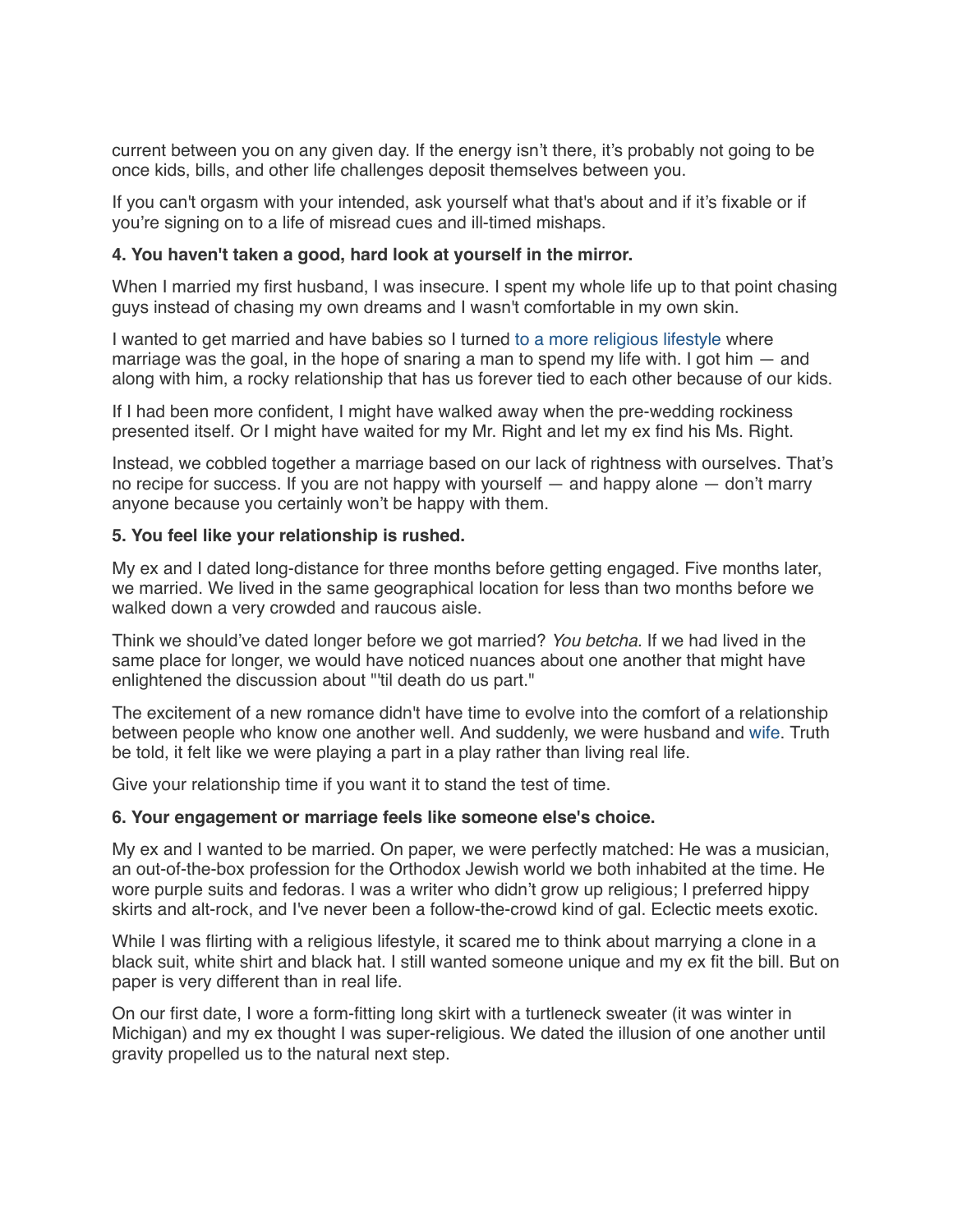current between you on any given day. If the energy isn't there, it's probably not going to be once kids, bills, and other life challenges deposit themselves between you.

If you can't orgasm with your intended, ask yourself what that's about and if it's fixable or if you're signing on to a life of misread cues and ill-timed mishaps.

**4. You haven't taken a good, hard look at yourself in the mirror.**

When I married my first husband, I was insecure. I spent my whole life up to that point chasing guys instead of chasing my own dreams and I wasn't comfortable in my own skin.

I wanted to get married and have babies so I turned to a more religious lifestyle where marriage was the goal, in the hope of snaring a man to spend my life with. I got him — and along with him, a rocky relationship that has us forever tied to each other because of our kids.

If I had been more confident, I might have walked away when the pre-wedding rockiness presented itself. Or I might have waited for my Mr. Right and let my ex find his Ms. Right.

Instead, we cobbled together a marriage based on our lack of rightness with ourselves. That's no recipe for success. If you are not happy with yourself — and happy alone — don't marry anyone because you certainly won't be happy with them.

**5. You feel like your relationship is rushed.**

My ex and I dated long-distance for three months before getting engaged. Five months later, we married. We lived in the same geographical location for less than two months before we walked down a very crowded and raucous aisle.

Think we should've dated longer before we got married? *You betcha.* If we had lived in the same place for longer, we would have noticed nuances about one another that might have enlightened the discussion about "'til death do us part."

The excitement of a new romance didn't have time to evolve into the comfort of a relationship between people who know one another well. And suddenly, we were husband and wife. Truth be told, it felt like we were playing a part in a play rather than living real life.

Give your relationship time if you want it to stand the test of time.

**6. Your engagement or marriage feels like someone else's choice.**

My ex and I wanted to be married. On paper, we were perfectly matched: He was a musician, an out-of-the-box profession for the Orthodox Jewish world we both inhabited at the time. He wore purple suits and fedoras. I was a writer who didn't grow up religious; I preferred hippy skirts and alt-rock, and I've never been a follow-the-crowd kind of gal. Eclectic meets exotic.

While I was flirting with a religious lifestyle, it scared me to think about marrying a clone in a black suit, white shirt and black hat. I still wanted someone unique and my ex fit the bill. But on paper is very different than in real life.

On our first date, I wore a form-fitting long skirt with a turtleneck sweater (it was winter in Michigan) and my ex thought I was super-religious. We dated the illusion of one another until gravity propelled us to the natural next step.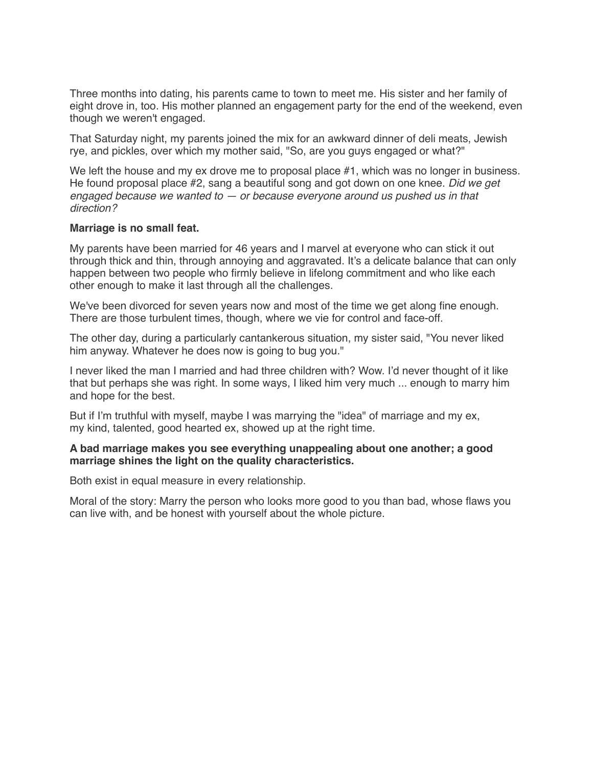Three months into dating, his parents came to town to meet me. His sister and her family of eight drove in, too. His mother planned an engagement party for the end of the weekend, even though we weren't engaged.

That Saturday night, my parents joined the mix for an awkward dinner of deli meats, Jewish rye, and pickles, over which my mother said, "So, are you guys engaged or what?"

We left the house and my ex drove me to proposal place #1, which was no longer in business. He found proposal place #2, sang a beautiful song and got down on one knee. *Did we get engaged because we wanted to — or because everyone around us pushed us in that direction?*

**Marriage is no small feat.**

My parents have been married for 46 years and I marvel at everyone who can stick it out through thick and thin, through annoying and aggravated. It's a delicate balance that can only happen between two people who firmly believe in lifelong commitment and who like each other enough to make it last through all the challenges.

We've been divorced for seven years now and most of the time we get along fine enough. There are those turbulent times, though, where we vie for control and face-off.

The other day, during a particularly cantankerous situation, my sister said, "You never liked him anyway. Whatever he does now is going to bug you."

I never liked the man I married and had three children with? Wow. I'd never thought of it like that but perhaps she was right. In some ways, I liked him very much ... enough to marry him and hope for the best.

But if I'm truthful with myself, maybe I was marrying the "idea" of marriage and my ex, my kind, talented, good hearted ex, showed up at the right time.

**A bad marriage makes you see everything unappealing about one another; a good marriage shines the light on the quality characteristics.**

Both exist in equal measure in every relationship.

Moral of the story: Marry the person who looks more good to you than bad, whose flaws you can live with, and be honest with yourself about the whole picture.